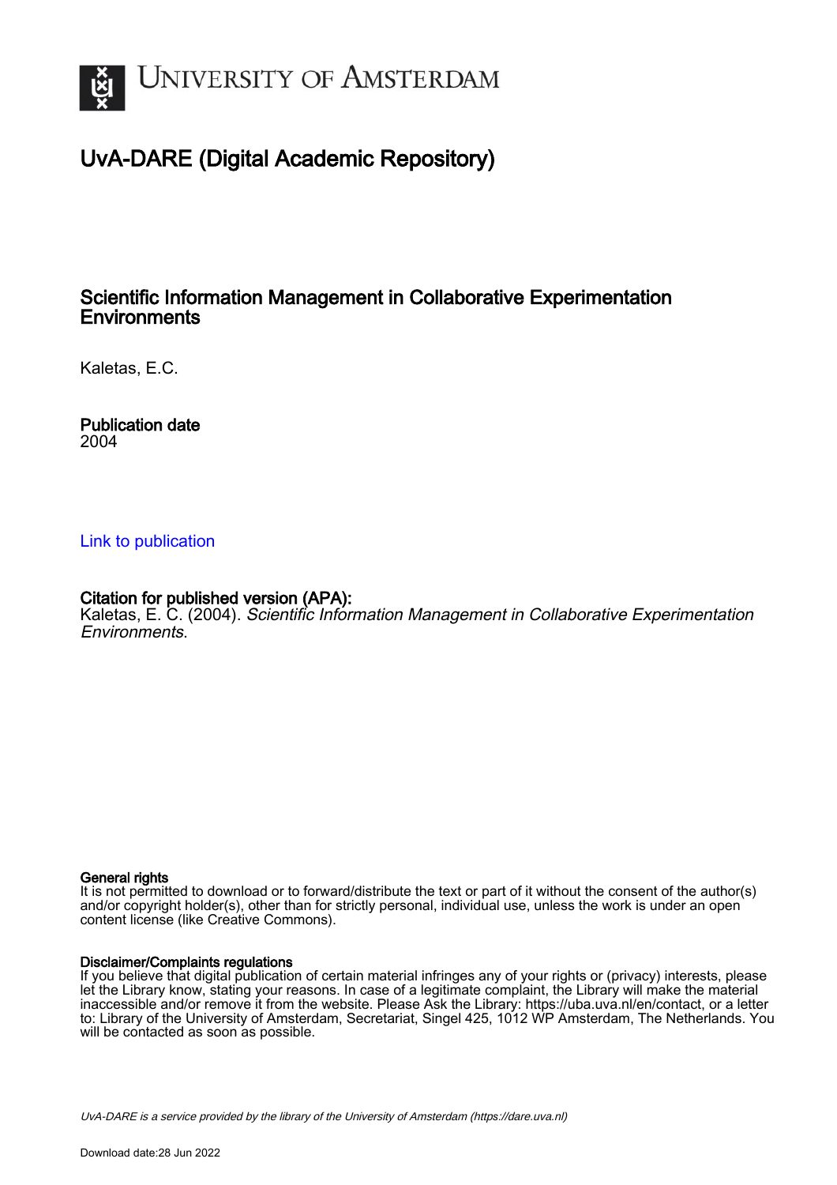UNIVERSITY OF AMSTERDAM

# UvA-DARE (Digital Academic Repository)

## Scientific Information Management in Collaborative Experimentation Environments

Kaletas, E.C.

**Publication date**
2004

Link to publication

**Citation for published version (APA):**
Kaletas, E. C. (2004). *Scientific Information Management in Collaborative Experimentation Environments*.

**General rights**
It is not permitted to download or to forward/distribute the text or part of it without the consent of the author(s) and/or copyright holder(s), other than for strictly personal, individual use, unless the work is under an open content license (like Creative Commons).

**Disclaimer/Complaints regulations**
If you believe that digital publication of certain material infringes any of your rights or (privacy) interests, please let the Library know, stating your reasons. In case of a legitimate complaint, the Library will make the material inaccessible and/or remove it from the website. Please Ask the Library: https://uba.uva.nl/en/contact, or a letter to: Library of the University of Amsterdam, Secretariat, Singel 425, 1012 WP Amsterdam, The Netherlands. You will be contacted as soon as possible.

*UvA-DARE is a service provided by the library of the University of Amsterdam (https://dare.uva.nl)*

Download date:28 Jun 2022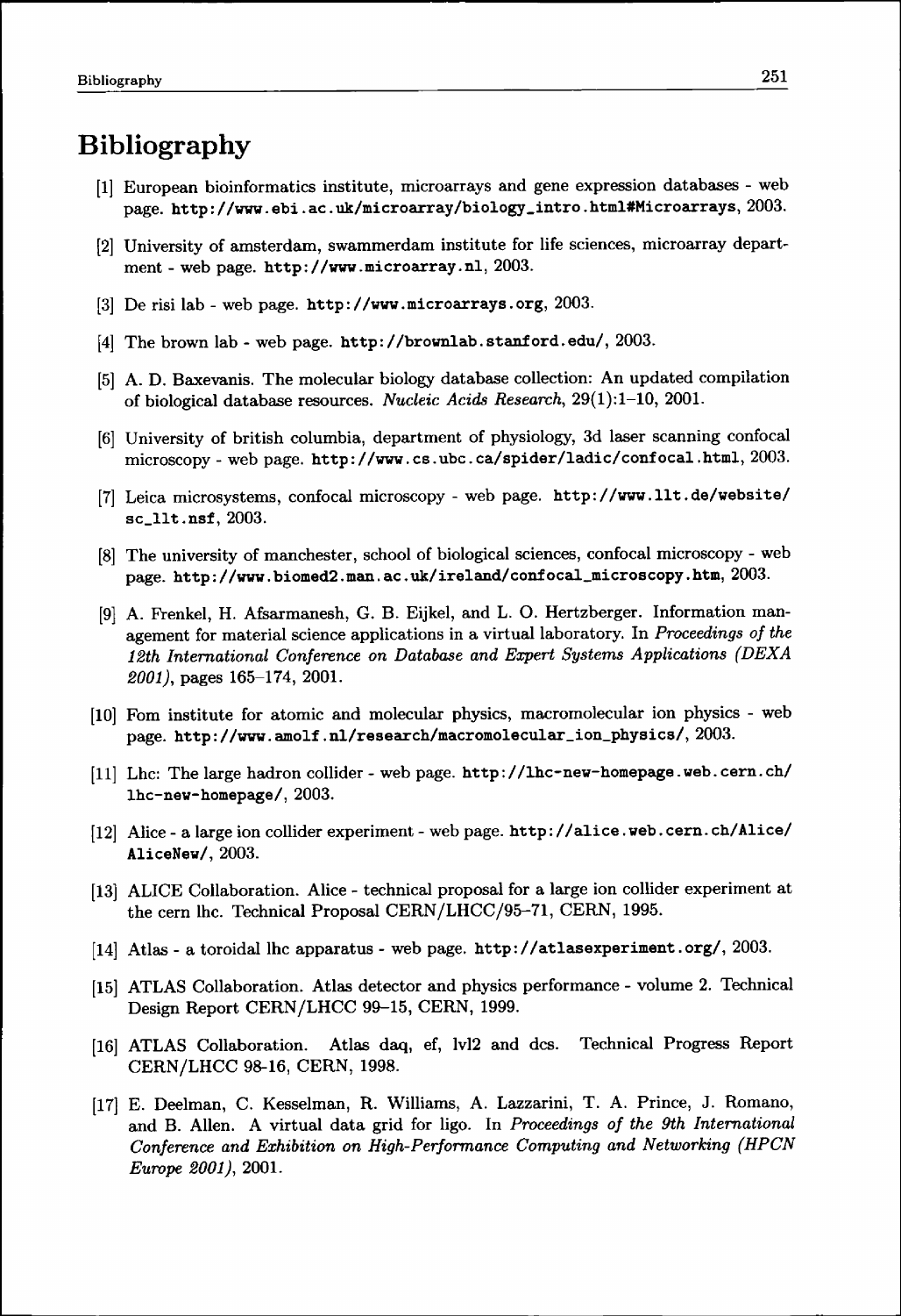# Bibliography

[1] European bioinformatics institute, microarrays and gene expression databases - web page. `http://www.ebi.ac.uk/microarray/biology_intro.html#Microarrays`, 2003.

[2] University of amsterdam, swammerdam institute for life sciences, microarray department - web page. `http://www.microarray.nl`, 2003.

[3] De risi lab - web page. `http://www.microarrays.org`, 2003.

[4] The brown lab - web page. `http://brownlab.stanford.edu/`, 2003.

[5] A. D. Baxevanis. The molecular biology database collection: An updated compilation of biological database resources. *Nucleic Acids Research*, 29(1):1–10, 2001.

[6] University of british columbia, department of physiology, 3d laser scanning confocal microscopy - web page. `http://www.cs.ubc.ca/spider/ladic/confocal.html`, 2003.

[7] Leica microsystems, confocal microscopy - web page. `http://www.llt.de/website/sc_llt.nsf`, 2003.

[8] The university of manchester, school of biological sciences, confocal microscopy - web page. `http://www.biomed2.man.ac.uk/ireland/confocal_microscopy.htm`, 2003.

[9] A. Frenkel, H. Afsarmanesh, G. B. Eijkel, and L. O. Hertzberger. Information management for material science applications in a virtual laboratory. In *Proceedings of the 12th International Conference on Database and Expert Systems Applications (DEXA 2001)*, pages 165–174, 2001.

[10] Fom institute for atomic and molecular physics, macromolecular ion physics - web page. `http://www.amolf.nl/research/macromolecular_ion_physics/`, 2003.

[11] Lhc: The large hadron collider - web page. `http://lhc-new-homepage.web.cern.ch/lhc-new-homepage/`, 2003.

[12] Alice - a large ion collider experiment - web page. `http://alice.web.cern.ch/Alice/AliceNew/`, 2003.

[13] ALICE Collaboration. Alice - technical proposal for a large ion collider experiment at the cern lhc. Technical Proposal CERN/LHCC/95–71, CERN, 1995.

[14] Atlas - a toroidal lhc apparatus - web page. `http://atlasexperiment.org/`, 2003.

[15] ATLAS Collaboration. Atlas detector and physics performance - volume 2. Technical Design Report CERN/LHCC 99–15, CERN, 1999.

[16] ATLAS Collaboration. Atlas daq, ef, lvl2 and dcs. Technical Progress Report CERN/LHCC 98-16, CERN, 1998.

[17] E. Deelman, C. Kesselman, R. Williams, A. Lazzarini, T. A. Prince, J. Romano, and B. Allen. A virtual data grid for ligo. In *Proceedings of the 9th International Conference and Exhibition on High-Performance Computing and Networking (HPCN Europe 2001)*, 2001.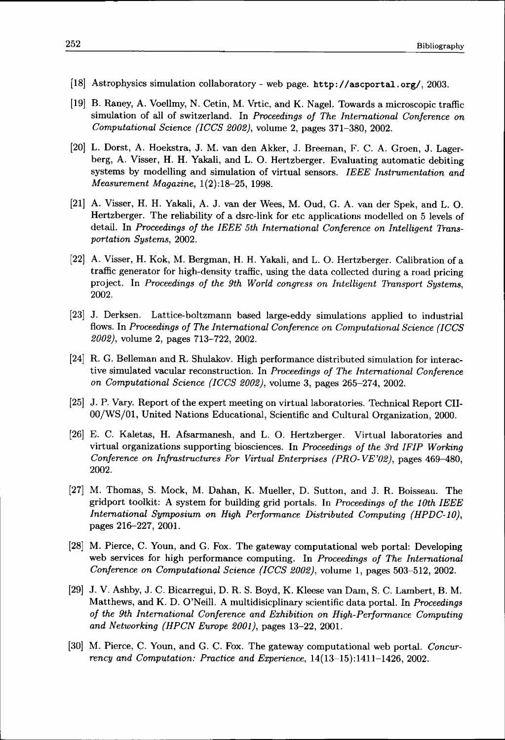[18] Astrophysics simulation collaboratory - web page. `http://ascportal.org/`, 2003.

[19] B. Raney, A. Voellmy, N. Cetin, M. Vrtic, and K. Nagel. Towards a microscopic traffic simulation of all of switzerland. In *Proceedings of The International Conference on Computational Science (ICCS 2002)*, volume 2, pages 371–380, 2002.

[20] L. Dorst, A. Hoekstra, J. M. van den Akker, J. Breeman, F. C. A. Groen, J. Lagerberg, A. Visser, H. H. Yakali, and L. O. Hertzberger. Evaluating automatic debiting systems by modelling and simulation of virtual sensors. *IEEE Instrumentation and Measurement Magazine*, 1(2):18–25, 1998.

[21] A. Visser, H. H. Yakali, A. J. van der Wees, M. Oud, G. A. van der Spek, and L. O. Hertzberger. The reliability of a dsrc-link for etc applications modelled on 5 levels of detail. In *Proceedings of the IEEE 5th International Conference on Intelligent Transportation Systems*, 2002.

[22] A. Visser, H. Kok, M. Bergman, H. H. Yakali, and L. O. Hertzberger. Calibration of a traffic generator for high-density traffic, using the data collected during a road pricing project. In *Proceedings of the 9th World congress on Intelligent Transport Systems*, 2002.

[23] J. Derksen. Lattice-boltzmann based large-eddy simulations applied to industrial flows. In *Proceedings of The International Conference on Computational Science (ICCS 2002)*, volume 2, pages 713–722, 2002.

[24] R. G. Belleman and R. Shulakov. High performance distributed simulation for interactive simulated vacular reconstruction. In *Proceedings of The International Conference on Computational Science (ICCS 2002)*, volume 3, pages 265–274, 2002.

[25] J. P. Vary. Report of the expert meeting on virtual laboratories. Technical Report CII-00/WS/01, United Nations Educational, Scientific and Cultural Organization, 2000.

[26] E. C. Kaletas, H. Afsarmanesh, and L. O. Hertzberger. Virtual laboratories and virtual organizations supporting biosciences. In *Proceedings of the 3rd IFIP Working Conference on Infrastructures For Virtual Enterprises (PRO-VE'02)*, pages 469–480, 2002.

[27] M. Thomas, S. Mock, M. Dahan, K. Mueller, D. Sutton, and J. R. Boisseau. The gridport toolkit: A system for building grid portals. In *Proceedings of the 10th IEEE International Symposium on High Performance Distributed Computing (HPDC-10)*, pages 216–227, 2001.

[28] M. Pierce, C. Youn, and G. Fox. The gateway computational web portal: Developing web services for high performance computing. In *Proceedings of The International Conference on Computational Science (ICCS 2002)*, volume 1, pages 503–512, 2002.

[29] J. V. Ashby, J. C. Bicarregui, D. R. S. Boyd, K. Kleese van Dam, S. C. Lambert, B. M. Matthews, and K. D. O'Neill. A multidisicplinary scientific data portal. In *Proceedings of the 9th International Conference and Exhibition on High-Performance Computing and Networking (HPCN Europe 2001)*, pages 13–22, 2001.

[30] M. Pierce, C. Youn, and G. C. Fox. The gateway computational web portal. *Concurrency and Computation: Practice and Experience*, 14(13–15):1411–1426, 2002.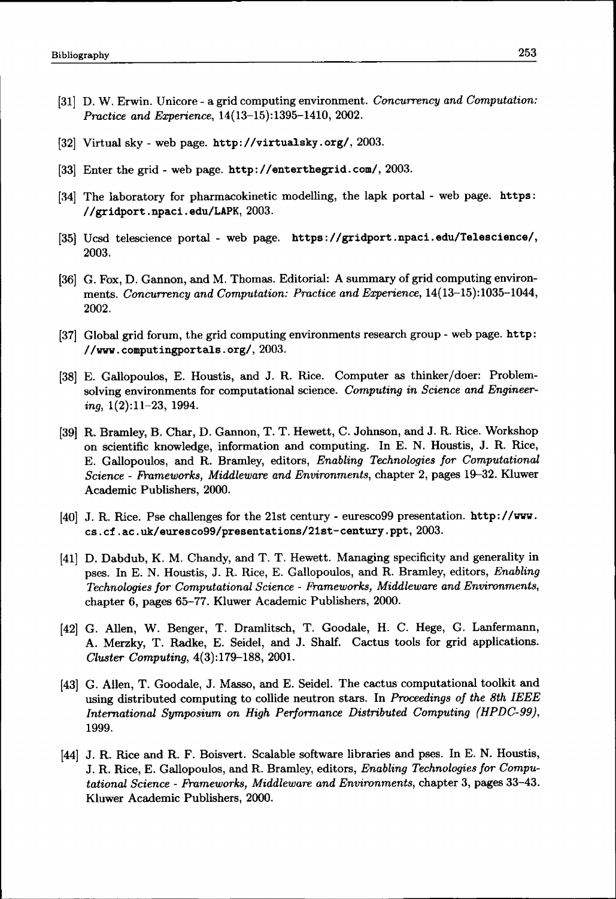[31] D. W. Erwin. Unicore - a grid computing environment. *Concurrency and Computation: Practice and Experience*, 14(13–15):1395–1410, 2002.

[32] Virtual sky - web page. http://virtualsky.org/, 2003.

[33] Enter the grid - web page. http://enterthegrid.com/, 2003.

[34] The laboratory for pharmacokinetic modelling, the lapk portal - web page. https://gridport.npaci.edu/LAPK, 2003.

[35] Ucsd telescience portal - web page. https://gridport.npaci.edu/Telescience/, 2003.

[36] G. Fox, D. Gannon, and M. Thomas. Editorial: A summary of grid computing environments. *Concurrency and Computation: Practice and Experience*, 14(13–15):1035–1044, 2002.

[37] Global grid forum, the grid computing environments research group - web page. http://www.computingportals.org/, 2003.

[38] E. Gallopoulos, E. Houstis, and J. R. Rice. Computer as thinker/doer: Problem-solving environments for computational science. *Computing in Science and Engineering*, 1(2):11–23, 1994.

[39] R. Bramley, B. Char, D. Gannon, T. T. Hewett, C. Johnson, and J. R. Rice. Workshop on scientific knowledge, information and computing. In E. N. Houstis, J. R. Rice, E. Gallopoulos, and R. Bramley, editors, *Enabling Technologies for Computational Science - Frameworks, Middleware and Environments*, chapter 2, pages 19–32. Kluwer Academic Publishers, 2000.

[40] J. R. Rice. Pse challenges for the 21st century - euresco99 presentation. http://www.cs.cf.ac.uk/euresco99/presentations/21st-century.ppt, 2003.

[41] D. Dabdub, K. M. Chandy, and T. T. Hewett. Managing specificity and generality in pses. In E. N. Houstis, J. R. Rice, E. Gallopoulos, and R. Bramley, editors, *Enabling Technologies for Computational Science - Frameworks, Middleware and Environments*, chapter 6, pages 65–77. Kluwer Academic Publishers, 2000.

[42] G. Allen, W. Benger, T. Dramlitsch, T. Goodale, H. C. Hege, G. Lanfermann, A. Merzky, T. Radke, E. Seidel, and J. Shalf. Cactus tools for grid applications. *Cluster Computing*, 4(3):179–188, 2001.

[43] G. Allen, T. Goodale, J. Masso, and E. Seidel. The cactus computational toolkit and using distributed computing to collide neutron stars. In *Proceedings of the 8th IEEE International Symposium on High Performance Distributed Computing (HPDC-99)*, 1999.

[44] J. R. Rice and R. F. Boisvert. Scalable software libraries and pses. In E. N. Houstis, J. R. Rice, E. Gallopoulos, and R. Bramley, editors, *Enabling Technologies for Computational Science - Frameworks, Middleware and Environments*, chapter 3, pages 33–43. Kluwer Academic Publishers, 2000.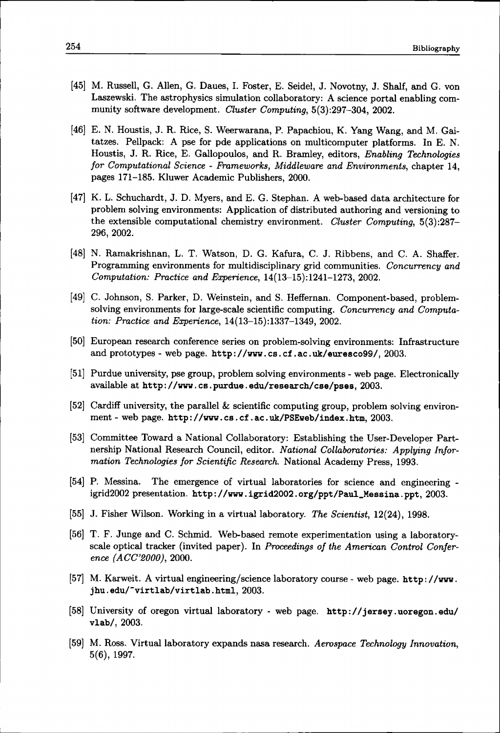[45] M. Russell, G. Allen, G. Daues, I. Foster, E. Seidel, J. Novotny, J. Shalf, and G. von Laszewski. The astrophysics simulation collaboratory: A science portal enabling community software development. *Cluster Computing*, 5(3):297–304, 2002.

[46] E. N. Houstis, J. R. Rice, S. Weerwarana, P. Papachiou, K. Yang Wang, and M. Gaitatzes. Pellpack: A pse for pde applications on multicomputer platforms. In E. N. Houstis, J. R. Rice, E. Gallopoulos, and R. Bramley, editors, *Enabling Technologies for Computational Science - Frameworks, Middleware and Environments*, chapter 14, pages 171–185. Kluwer Academic Publishers, 2000.

[47] K. L. Schuchardt, J. D. Myers, and E. G. Stephan. A web-based data architecture for problem solving environments: Application of distributed authoring and versioning to the extensible computational chemistry environment. *Cluster Computing*, 5(3):287–296, 2002.

[48] N. Ramakrishnan, L. T. Watson, D. G. Kafura, C. J. Ribbens, and C. A. Shaffer. Programming environments for multidisciplinary grid communities. *Concurrency and Computation: Practice and Experience*, 14(13–15):1241–1273, 2002.

[49] C. Johnson, S. Parker, D. Weinstein, and S. Heffernan. Component-based, problem-solving environments for large-scale scientific computing. *Concurrency and Computation: Practice and Experience*, 14(13–15):1337–1349, 2002.

[50] European research conference series on problem-solving environments: Infrastructure and prototypes - web page. `http://www.cs.cf.ac.uk/euresco99/`, 2003.

[51] Purdue university, pse group, problem solving environments - web page. Electronically available at `http://www.cs.purdue.edu/research/cse/pses`, 2003.

[52] Cardiff university, the parallel & scientific computing group, problem solving environment - web page. `http://www.cs.cf.ac.uk/PSEweb/index.htm`, 2003.

[53] Committee Toward a National Collaboratory: Establishing the User-Developer Partnership National Research Council, editor. *National Collaboratories: Applying Information Technologies for Scientific Research*. National Academy Press, 1993.

[54] P. Messina. The emergence of virtual laboratories for science and engineering - igrid2002 presentation. `http://www.igrid2002.org/ppt/Paul_Messina.ppt`, 2003.

[55] J. Fisher Wilson. Working in a virtual laboratory. *The Scientist*, 12(24), 1998.

[56] T. F. Junge and C. Schmid. Web-based remote experimentation using a laboratory-scale optical tracker (invited paper). In *Proceedings of the American Control Conference (ACC'2000)*, 2000.

[57] M. Karweit. A virtual engineering/science laboratory course - web page. `http://www.jhu.edu/~virtlab/virtlab.html`, 2003.

[58] University of oregon virtual laboratory - web page. `http://jersey.uoregon.edu/vlab/`, 2003.

[59] M. Ross. Virtual laboratory expands nasa research. *Aerospace Technology Innovation*, 5(6), 1997.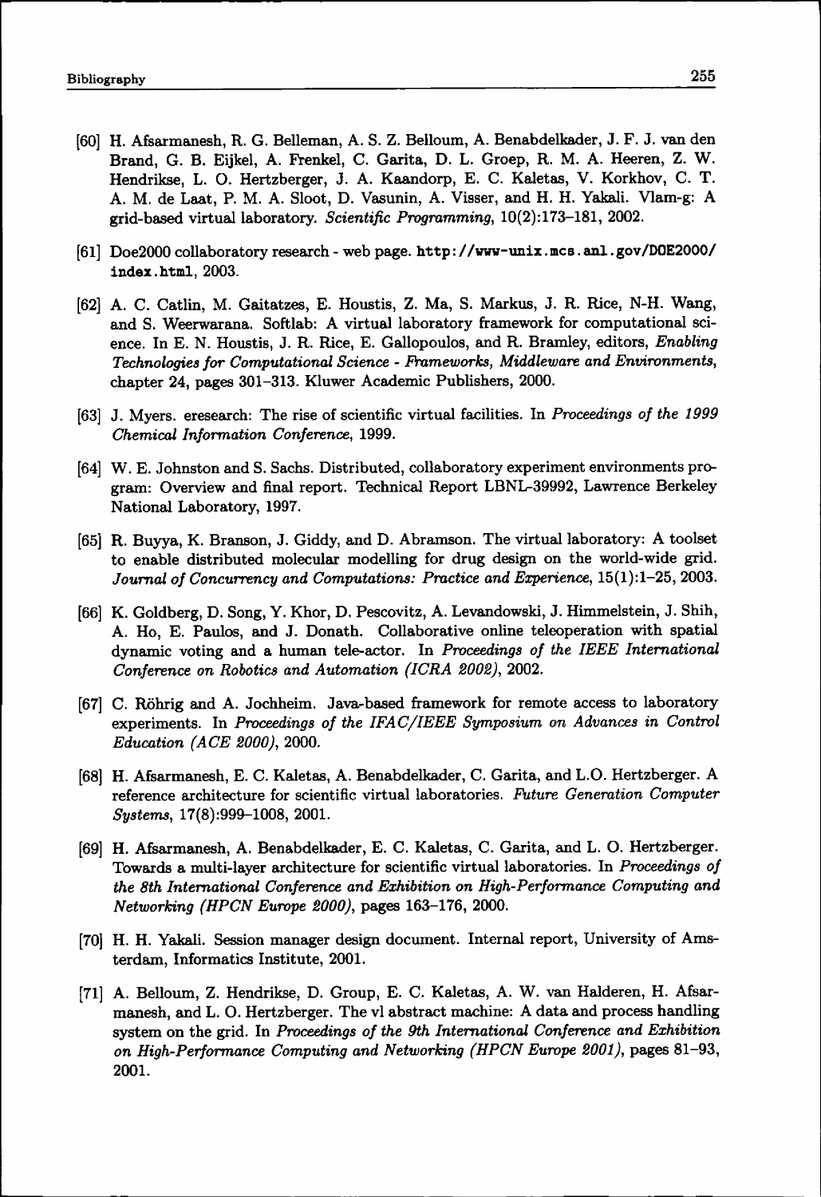[60] H. Afsarmanesh, R. G. Belleman, A. S. Z. Belloum, A. Benabdelkader, J. F. J. van den Brand, G. B. Eijkel, A. Frenkel, C. Garita, D. L. Groep, R. M. A. Heeren, Z. W. Hendrikse, L. O. Hertzberger, J. A. Kaandorp, E. C. Kaletas, V. Korkhov, C. T. A. M. de Laat, P. M. A. Sloot, D. Vasunin, A. Visser, and H. H. Yakali. Vlam-g: A grid-based virtual laboratory. *Scientific Programming*, 10(2):173–181, 2002.

[61] Doe2000 collaboratory research - web page. `http://www-unix.mcs.anl.gov/DOE2000/index.html`, 2003.

[62] A. C. Catlin, M. Gaitatzes, E. Houstis, Z. Ma, S. Markus, J. R. Rice, N-H. Wang, and S. Weerwarana. Softlab: A virtual laboratory framework for computational science. In E. N. Houstis, J. R. Rice, E. Gallopoulos, and R. Bramley, editors, *Enabling Technologies for Computational Science - Frameworks, Middleware and Environments*, chapter 24, pages 301–313. Kluwer Academic Publishers, 2000.

[63] J. Myers. eresearch: The rise of scientific virtual facilities. In *Proceedings of the 1999 Chemical Information Conference*, 1999.

[64] W. E. Johnston and S. Sachs. Distributed, collaboratory experiment environments program: Overview and final report. Technical Report LBNL-39992, Lawrence Berkeley National Laboratory, 1997.

[65] R. Buyya, K. Branson, J. Giddy, and D. Abramson. The virtual laboratory: A toolset to enable distributed molecular modelling for drug design on the world-wide grid. *Journal of Concurrency and Computations: Practice and Experience*, 15(1):1–25, 2003.

[66] K. Goldberg, D. Song, Y. Khor, D. Pescovitz, A. Levandowski, J. Himmelstein, J. Shih, A. Ho, E. Paulos, and J. Donath. Collaborative online teleoperation with spatial dynamic voting and a human tele-actor. In *Proceedings of the IEEE International Conference on Robotics and Automation (ICRA 2002)*, 2002.

[67] C. Röhrig and A. Jochheim. Java-based framework for remote access to laboratory experiments. In *Proceedings of the IFAC/IEEE Symposium on Advances in Control Education (ACE 2000)*, 2000.

[68] H. Afsarmanesh, E. C. Kaletas, A. Benabdelkader, C. Garita, and L.O. Hertzberger. A reference architecture for scientific virtual laboratories. *Future Generation Computer Systems*, 17(8):999–1008, 2001.

[69] H. Afsarmanesh, A. Benabdelkader, E. C. Kaletas, C. Garita, and L. O. Hertzberger. Towards a multi-layer architecture for scientific virtual laboratories. In *Proceedings of the 8th International Conference and Exhibition on High-Performance Computing and Networking (HPCN Europe 2000)*, pages 163–176, 2000.

[70] H. H. Yakali. Session manager design document. Internal report, University of Amsterdam, Informatics Institute, 2001.

[71] A. Belloum, Z. Hendrikse, D. Group, E. C. Kaletas, A. W. van Halderen, H. Afsarmanesh, and L. O. Hertzberger. The vl abstract machine: A data and process handling system on the grid. In *Proceedings of the 9th International Conference and Exhibition on High-Performance Computing and Networking (HPCN Europe 2001)*, pages 81–93, 2001.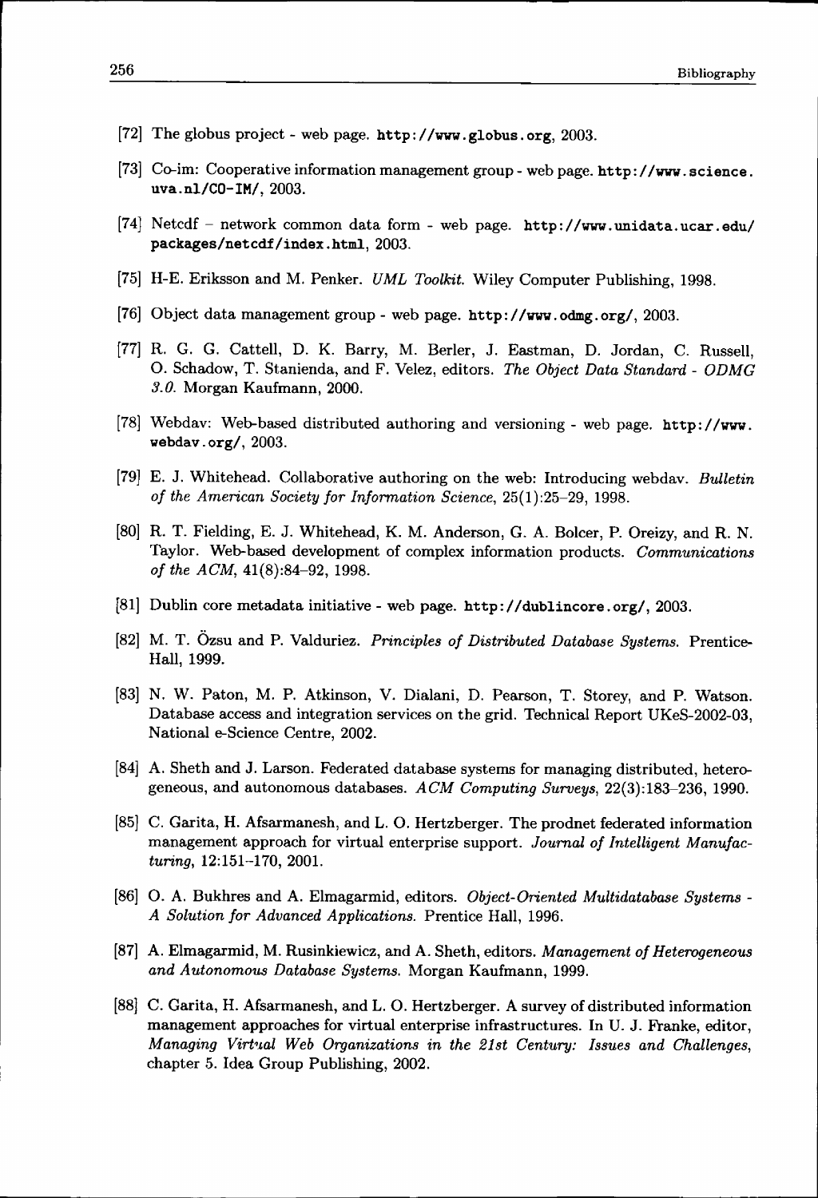[72] The globus project - web page. http://www.globus.org, 2003.

[73] Co-im: Cooperative information management group - web page. http://www.science.uva.nl/CO-IM/, 2003.

[74] Netcdf – network common data form - web page. http://www.unidata.ucar.edu/packages/netcdf/index.html, 2003.

[75] H-E. Eriksson and M. Penker. *UML Toolkit.* Wiley Computer Publishing, 1998.

[76] Object data management group - web page. http://www.odmg.org/, 2003.

[77] R. G. G. Cattell, D. K. Barry, M. Berler, J. Eastman, D. Jordan, C. Russell, O. Schadow, T. Stanienda, and F. Velez, editors. *The Object Data Standard - ODMG 3.0.* Morgan Kaufmann, 2000.

[78] Webdav: Web-based distributed authoring and versioning - web page. http://www.webdav.org/, 2003.

[79] E. J. Whitehead. Collaborative authoring on the web: Introducing webdav. *Bulletin of the American Society for Information Science*, 25(1):25–29, 1998.

[80] R. T. Fielding, E. J. Whitehead, K. M. Anderson, G. A. Bolcer, P. Oreizy, and R. N. Taylor. Web-based development of complex information products. *Communications of the ACM*, 41(8):84–92, 1998.

[81] Dublin core metadata initiative - web page. http://dublincore.org/, 2003.

[82] M. T. Özsu and P. Valduriez. *Principles of Distributed Database Systems.* Prentice-Hall, 1999.

[83] N. W. Paton, M. P. Atkinson, V. Dialani, D. Pearson, T. Storey, and P. Watson. Database access and integration services on the grid. Technical Report UKeS-2002-03, National e-Science Centre, 2002.

[84] A. Sheth and J. Larson. Federated database systems for managing distributed, heterogeneous, and autonomous databases. *ACM Computing Surveys*, 22(3):183–236, 1990.

[85] C. Garita, H. Afsarmanesh, and L. O. Hertzberger. The prodnet federated information management approach for virtual enterprise support. *Journal of Intelligent Manufacturing*, 12:151–170, 2001.

[86] O. A. Bukhres and A. Elmagarmid, editors. *Object-Oriented Multidatabase Systems - A Solution for Advanced Applications.* Prentice Hall, 1996.

[87] A. Elmagarmid, M. Rusinkiewicz, and A. Sheth, editors. *Management of Heterogeneous and Autonomous Database Systems.* Morgan Kaufmann, 1999.

[88] C. Garita, H. Afsarmanesh, and L. O. Hertzberger. A survey of distributed information management approaches for virtual enterprise infrastructures. In U. J. Franke, editor, *Managing Virtual Web Organizations in the 21st Century: Issues and Challenges*, chapter 5. Idea Group Publishing, 2002.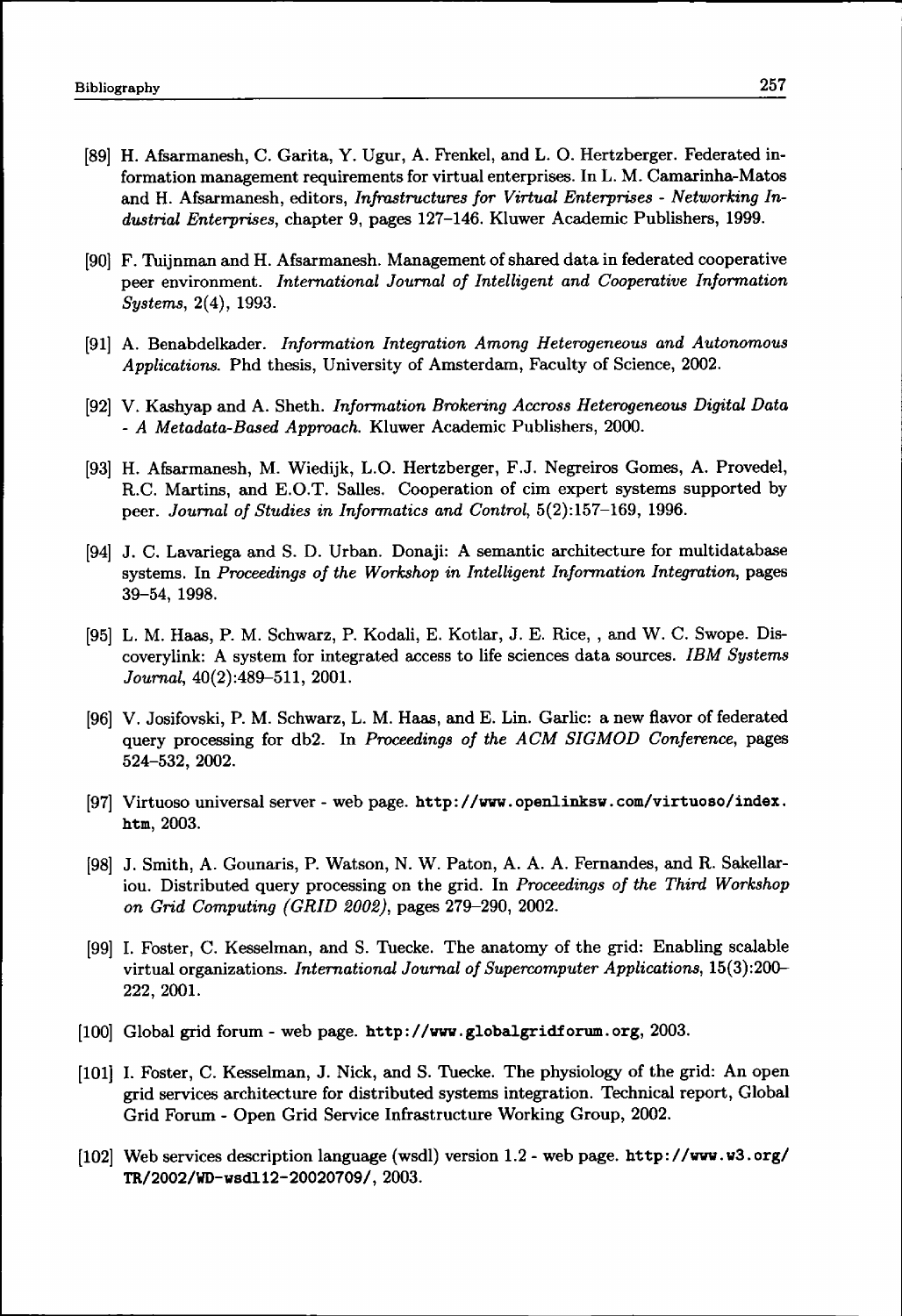[89] H. Afsarmanesh, C. Garita, Y. Ugur, A. Frenkel, and L. O. Hertzberger. Federated information management requirements for virtual enterprises. In L. M. Camarinha-Matos and H. Afsarmanesh, editors, *Infrastructures for Virtual Enterprises - Networking Industrial Enterprises*, chapter 9, pages 127–146. Kluwer Academic Publishers, 1999.

[90] F. Tuijnman and H. Afsarmanesh. Management of shared data in federated cooperative peer environment. *International Journal of Intelligent and Cooperative Information Systems*, 2(4), 1993.

[91] A. Benabdelkader. *Information Integration Among Heterogeneous and Autonomous Applications.* Phd thesis, University of Amsterdam, Faculty of Science, 2002.

[92] V. Kashyap and A. Sheth. *Information Brokering Accross Heterogeneous Digital Data - A Metadata-Based Approach.* Kluwer Academic Publishers, 2000.

[93] H. Afsarmanesh, M. Wiedijk, L.O. Hertzberger, F.J. Negreiros Gomes, A. Provedel, R.C. Martins, and E.O.T. Salles. Cooperation of cim expert systems supported by peer. *Journal of Studies in Informatics and Control*, 5(2):157–169, 1996.

[94] J. C. Lavariega and S. D. Urban. Donaji: A semantic architecture for multidatabase systems. In *Proceedings of the Workshop in Intelligent Information Integration*, pages 39–54, 1998.

[95] L. M. Haas, P. M. Schwarz, P. Kodali, E. Kotlar, J. E. Rice, , and W. C. Swope. Discoverylink: A system for integrated access to life sciences data sources. *IBM Systems Journal*, 40(2):489–511, 2001.

[96] V. Josifovski, P. M. Schwarz, L. M. Haas, and E. Lin. Garlic: a new flavor of federated query processing for db2. In *Proceedings of the ACM SIGMOD Conference*, pages 524–532, 2002.

[97] Virtuoso universal server - web page. `http://www.openlinksw.com/virtuoso/index.htm`, 2003.

[98] J. Smith, A. Gounaris, P. Watson, N. W. Paton, A. A. A. Fernandes, and R. Sakellariou. Distributed query processing on the grid. In *Proceedings of the Third Workshop on Grid Computing (GRID 2002)*, pages 279–290, 2002.

[99] I. Foster, C. Kesselman, and S. Tuecke. The anatomy of the grid: Enabling scalable virtual organizations. *International Journal of Supercomputer Applications*, 15(3):200–222, 2001.

[100] Global grid forum - web page. `http://www.globalgridforum.org`, 2003.

[101] I. Foster, C. Kesselman, J. Nick, and S. Tuecke. The physiology of the grid: An open grid services architecture for distributed systems integration. Technical report, Global Grid Forum - Open Grid Service Infrastructure Working Group, 2002.

[102] Web services description language (wsdl) version 1.2 - web page. `http://www.w3.org/TR/2002/WD-wsdl12-20020709/`, 2003.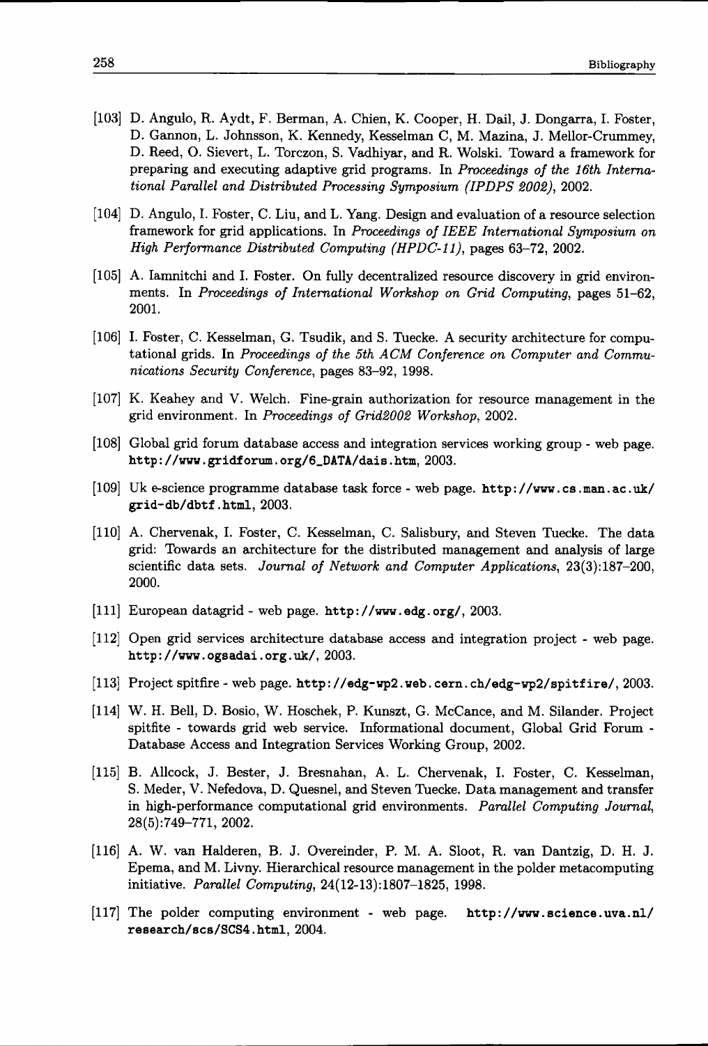[103] D. Angulo, R. Aydt, F. Berman, A. Chien, K. Cooper, H. Dail, J. Dongarra, I. Foster, D. Gannon, L. Johnsson, K. Kennedy, Kesselman C, M. Mazina, J. Mellor-Crummey, D. Reed, O. Sievert, L. Torczon, S. Vadhiyar, and R. Wolski. Toward a framework for preparing and executing adaptive grid programs. In *Proceedings of the 16th International Parallel and Distributed Processing Symposium (IPDPS 2002)*, 2002.

[104] D. Angulo, I. Foster, C. Liu, and L. Yang. Design and evaluation of a resource selection framework for grid applications. In *Proceedings of IEEE International Symposium on High Performance Distributed Computing (HPDC-11)*, pages 63–72, 2002.

[105] A. Iamnitchi and I. Foster. On fully decentralized resource discovery in grid environments. In *Proceedings of International Workshop on Grid Computing*, pages 51–62, 2001.

[106] I. Foster, C. Kesselman, G. Tsudik, and S. Tuecke. A security architecture for computational grids. In *Proceedings of the 5th ACM Conference on Computer and Communications Security Conference*, pages 83–92, 1998.

[107] K. Keahey and V. Welch. Fine-grain authorization for resource management in the grid environment. In *Proceedings of Grid2002 Workshop*, 2002.

[108] Global grid forum database access and integration services working group - web page. **http://www.gridforum.org/6_DATA/dais.htm**, 2003.

[109] Uk e-science programme database task force - web page. **http://www.cs.man.ac.uk/grid-db/dbtf.html**, 2003.

[110] A. Chervenak, I. Foster, C. Kesselman, C. Salisbury, and Steven Tuecke. The data grid: Towards an architecture for the distributed management and analysis of large scientific data sets. *Journal of Network and Computer Applications*, 23(3):187–200, 2000.

[111] European datagrid - web page. **http://www.edg.org/**, 2003.

[112] Open grid services architecture database access and integration project - web page. **http://www.ogsadai.org.uk/**, 2003.

[113] Project spitfire - web page. **http://edg-wp2.web.cern.ch/edg-wp2/spitfire/**, 2003.

[114] W. H. Bell, D. Bosio, W. Hoschek, P. Kunszt, G. McCance, and M. Silander. Project spitfite - towards grid web service. Informational document, Global Grid Forum - Database Access and Integration Services Working Group, 2002.

[115] B. Allcock, J. Bester, J. Bresnahan, A. L. Chervenak, I. Foster, C. Kesselman, S. Meder, V. Nefedova, D. Quesnel, and Steven Tuecke. Data management and transfer in high-performance computational grid environments. *Parallel Computing Journal*, 28(5):749–771, 2002.

[116] A. W. van Halderen, B. J. Overeinder, P. M. A. Sloot, R. van Dantzig, D. H. J. Epema, and M. Livny. Hierarchical resource management in the polder metacomputing initiative. *Parallel Computing*, 24(12-13):1807–1825, 1998.

[117] The polder computing environment - web page. **http://www.science.uva.nl/research/scs/SCS4.html**, 2004.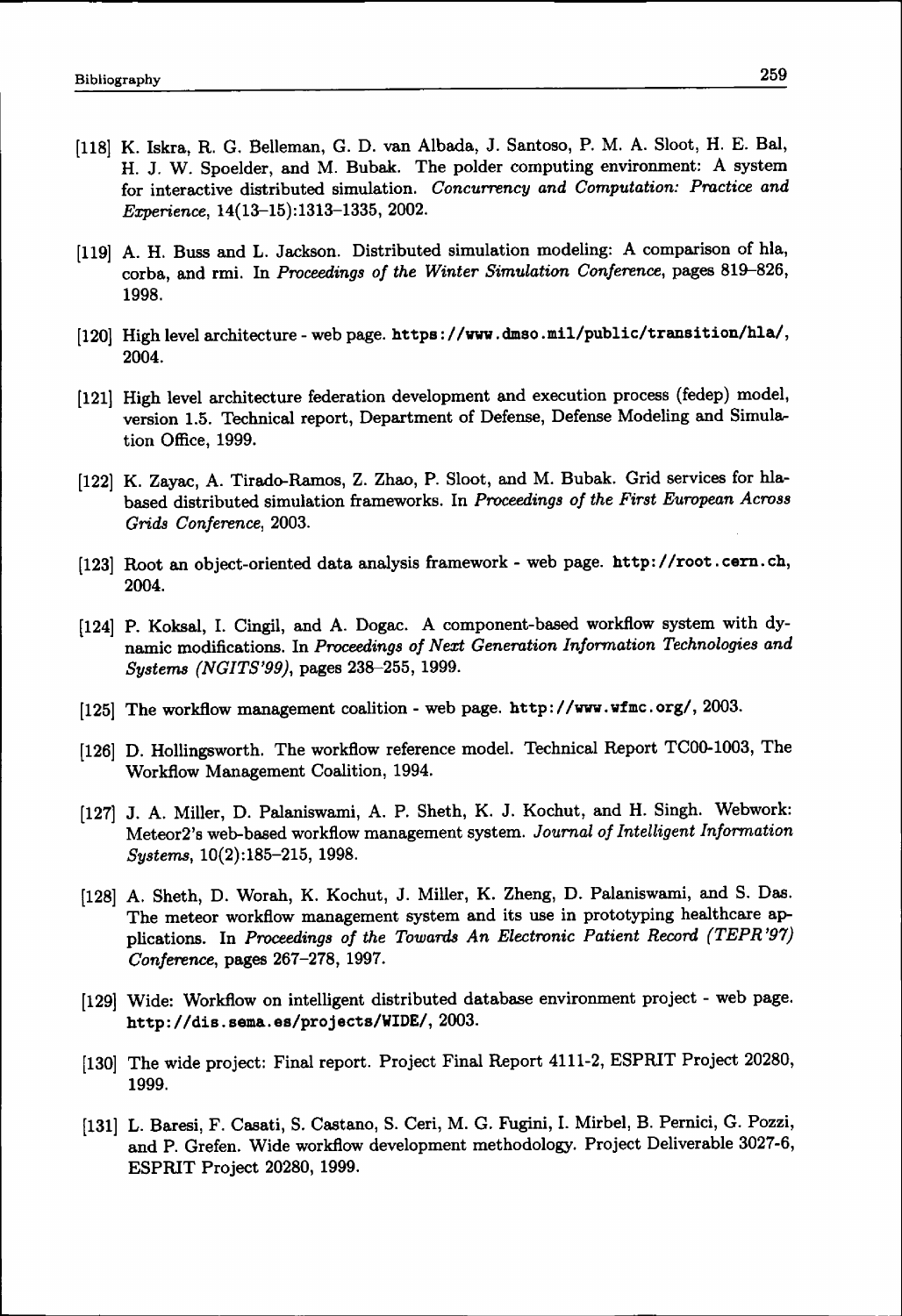[118] K. Iskra, R. G. Belleman, G. D. van Albada, J. Santoso, P. M. A. Sloot, H. E. Bal, H. J. W. Spoelder, and M. Bubak. The polder computing environment: A system for interactive distributed simulation. *Concurrency and Computation: Practice and Experience*, 14(13–15):1313–1335, 2002.

[119] A. H. Buss and L. Jackson. Distributed simulation modeling: A comparison of hla, corba, and rmi. In *Proceedings of the Winter Simulation Conference*, pages 819–826, 1998.

[120] High level architecture - web page. **https://www.dmso.mil/public/transition/hla/**, 2004.

[121] High level architecture federation development and execution process (fedep) model, version 1.5. Technical report, Department of Defense, Defense Modeling and Simulation Office, 1999.

[122] K. Zayac, A. Tirado-Ramos, Z. Zhao, P. Sloot, and M. Bubak. Grid services for hla-based distributed simulation frameworks. In *Proceedings of the First European Across Grids Conference*, 2003.

[123] Root an object-oriented data analysis framework - web page. **http://root.cern.ch**, 2004.

[124] P. Koksal, I. Cingil, and A. Dogac. A component-based workflow system with dynamic modifications. In *Proceedings of Next Generation Information Technologies and Systems (NGITS'99)*, pages 238–255, 1999.

[125] The workflow management coalition - web page. **http://www.wfmc.org/**, 2003.

[126] D. Hollingsworth. The workflow reference model. Technical Report TC00-1003, The Workflow Management Coalition, 1994.

[127] J. A. Miller, D. Palaniswami, A. P. Sheth, K. J. Kochut, and H. Singh. Webwork: Meteor2's web-based workflow management system. *Journal of Intelligent Information Systems*, 10(2):185–215, 1998.

[128] A. Sheth, D. Worah, K. Kochut, J. Miller, K. Zheng, D. Palaniswami, and S. Das. The meteor workflow management system and its use in prototyping healthcare applications. In *Proceedings of the Towards An Electronic Patient Record (TEPR'97) Conference*, pages 267–278, 1997.

[129] Wide: Workflow on intelligent distributed database environment project - web page. **http://dis.sema.es/projects/WIDE/**, 2003.

[130] The wide project: Final report. Project Final Report 4111-2, ESPRIT Project 20280, 1999.

[131] L. Baresi, F. Casati, S. Castano, S. Ceri, M. G. Fugini, I. Mirbel, B. Pernici, G. Pozzi, and P. Grefen. Wide workflow development methodology. Project Deliverable 3027-6, ESPRIT Project 20280, 1999.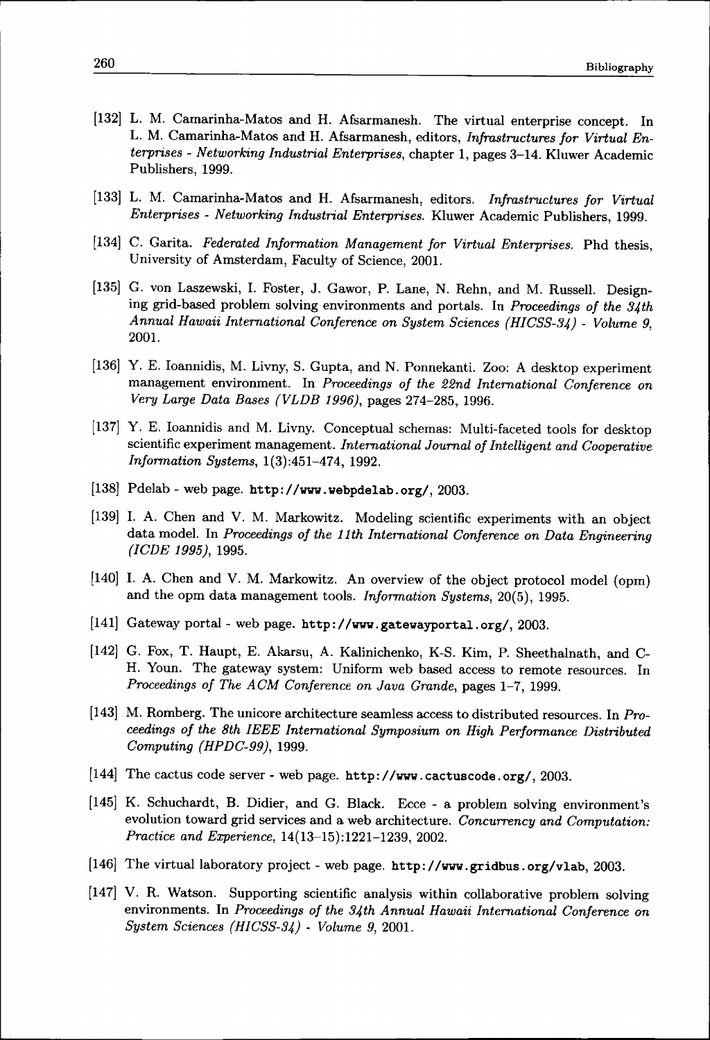[132] L. M. Camarinha-Matos and H. Afsarmanesh. The virtual enterprise concept. In L. M. Camarinha-Matos and H. Afsarmanesh, editors, *Infrastructures for Virtual Enterprises - Networking Industrial Enterprises*, chapter 1, pages 3–14. Kluwer Academic Publishers, 1999.

[133] L. M. Camarinha-Matos and H. Afsarmanesh, editors. *Infrastructures for Virtual Enterprises - Networking Industrial Enterprises.* Kluwer Academic Publishers, 1999.

[134] C. Garita. *Federated Information Management for Virtual Enterprises.* Phd thesis, University of Amsterdam, Faculty of Science, 2001.

[135] G. von Laszewski, I. Foster, J. Gawor, P. Lane, N. Rehn, and M. Russell. Designing grid-based problem solving environments and portals. In *Proceedings of the 34th Annual Hawaii International Conference on System Sciences (HICSS-34) - Volume 9*, 2001.

[136] Y. E. Ioannidis, M. Livny, S. Gupta, and N. Ponnekanti. Zoo: A desktop experiment management environment. In *Proceedings of the 22nd International Conference on Very Large Data Bases (VLDB 1996)*, pages 274–285, 1996.

[137] Y. E. Ioannidis and M. Livny. Conceptual schemas: Multi-faceted tools for desktop scientific experiment management. *International Journal of Intelligent and Cooperative Information Systems*, 1(3):451–474, 1992.

[138] Pdelab - web page. `http://www.webpdelab.org/`, 2003.

[139] I. A. Chen and V. M. Markowitz. Modeling scientific experiments with an object data model. In *Proceedings of the 11th International Conference on Data Engineering (ICDE 1995)*, 1995.

[140] I. A. Chen and V. M. Markowitz. An overview of the object protocol model (opm) and the opm data management tools. *Information Systems*, 20(5), 1995.

[141] Gateway portal - web page. `http://www.gatewayportal.org/`, 2003.

[142] G. Fox, T. Haupt, E. Akarsu, A. Kalinichenko, K-S. Kim, P. Sheethalnath, and C-H. Youn. The gateway system: Uniform web based access to remote resources. In *Proceedings of The ACM Conference on Java Grande*, pages 1–7, 1999.

[143] M. Romberg. The unicore architecture seamless access to distributed resources. In *Proceedings of the 8th IEEE International Symposium on High Performance Distributed Computing (HPDC-99)*, 1999.

[144] The cactus code server - web page. `http://www.cactuscode.org/`, 2003.

[145] K. Schuchardt, B. Didier, and G. Black. Ecce - a problem solving environment's evolution toward grid services and a web architecture. *Concurrency and Computation: Practice and Experience*, 14(13–15):1221–1239, 2002.

[146] The virtual laboratory project - web page. `http://www.gridbus.org/vlab`, 2003.

[147] V. R. Watson. Supporting scientific analysis within collaborative problem solving environments. In *Proceedings of the 34th Annual Hawaii International Conference on System Sciences (HICSS-34) - Volume 9*, 2001.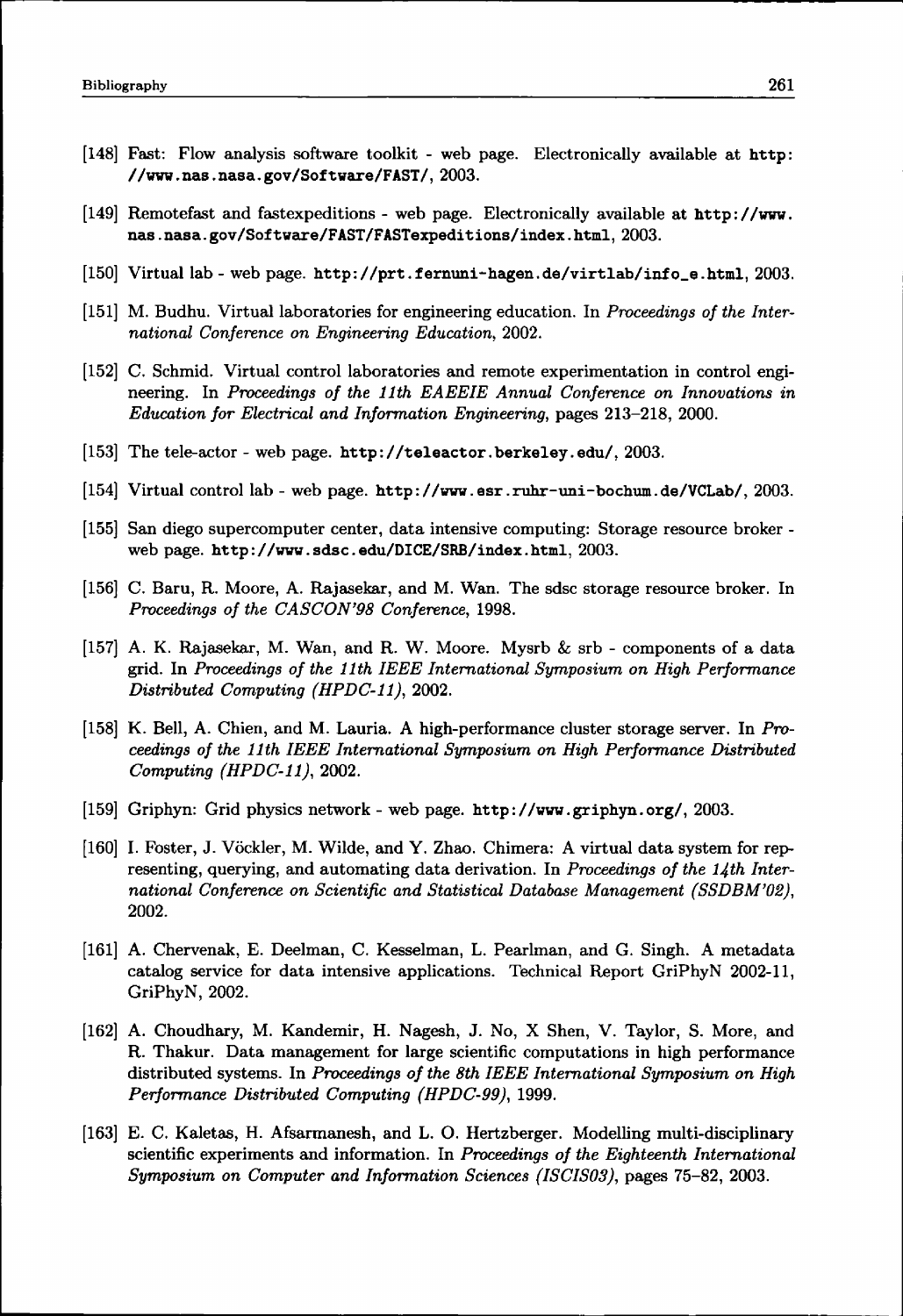[148] Fast: Flow analysis software toolkit - web page. Electronically available at **http://www.nas.nasa.gov/Software/FAST/**, 2003.

[149] Remotefast and fastexpeditions - web page. Electronically available at **http://www.nas.nasa.gov/Software/FAST/FASTexpeditions/index.html**, 2003.

[150] Virtual lab - web page. **http://prt.fernuni-hagen.de/virtlab/info_e.html**, 2003.

[151] M. Budhu. Virtual laboratories for engineering education. In *Proceedings of the International Conference on Engineering Education*, 2002.

[152] C. Schmid. Virtual control laboratories and remote experimentation in control engineering. In *Proceedings of the 11th EAEEIE Annual Conference on Innovations in Education for Electrical and Information Engineering*, pages 213–218, 2000.

[153] The tele-actor - web page. **http://teleactor.berkeley.edu/**, 2003.

[154] Virtual control lab - web page. **http://www.esr.ruhr-uni-bochum.de/VCLab/**, 2003.

[155] San diego supercomputer center, data intensive computing: Storage resource broker - web page. **http://www.sdsc.edu/DICE/SRB/index.html**, 2003.

[156] C. Baru, R. Moore, A. Rajasekar, and M. Wan. The sdsc storage resource broker. In *Proceedings of the CASCON'98 Conference*, 1998.

[157] A. K. Rajasekar, M. Wan, and R. W. Moore. Mysrb & srb - components of a data grid. In *Proceedings of the 11th IEEE International Symposium on High Performance Distributed Computing (HPDC-11)*, 2002.

[158] K. Bell, A. Chien, and M. Lauria. A high-performance cluster storage server. In *Proceedings of the 11th IEEE International Symposium on High Performance Distributed Computing (HPDC-11)*, 2002.

[159] Griphyn: Grid physics network - web page. **http://www.griphyn.org/**, 2003.

[160] I. Foster, J. Vöckler, M. Wilde, and Y. Zhao. Chimera: A virtual data system for representing, querying, and automating data derivation. In *Proceedings of the 14th International Conference on Scientific and Statistical Database Management (SSDBM'02)*, 2002.

[161] A. Chervenak, E. Deelman, C. Kesselman, L. Pearlman, and G. Singh. A metadata catalog service for data intensive applications. Technical Report GriPhyN 2002-11, GriPhyN, 2002.

[162] A. Choudhary, M. Kandemir, H. Nagesh, J. No, X Shen, V. Taylor, S. More, and R. Thakur. Data management for large scientific computations in high performance distributed systems. In *Proceedings of the 8th IEEE International Symposium on High Performance Distributed Computing (HPDC-99)*, 1999.

[163] E. C. Kaletas, H. Afsarmanesh, and L. O. Hertzberger. Modelling multi-disciplinary scientific experiments and information. In *Proceedings of the Eighteenth International Symposium on Computer and Information Sciences (ISCIS03)*, pages 75–82, 2003.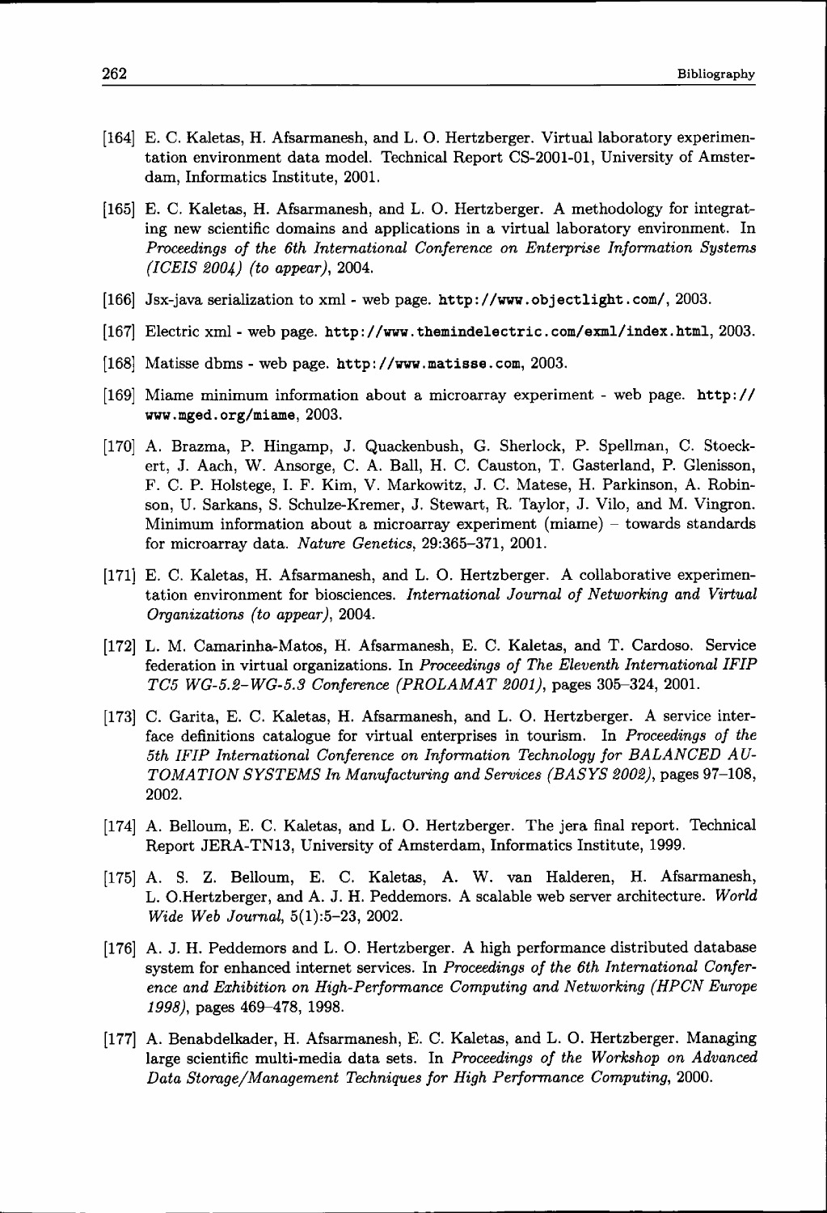[164] E. C. Kaletas, H. Afsarmanesh, and L. O. Hertzberger. Virtual laboratory experimentation environment data model. Technical Report CS-2001-01, University of Amsterdam, Informatics Institute, 2001.

[165] E. C. Kaletas, H. Afsarmanesh, and L. O. Hertzberger. A methodology for integrating new scientific domains and applications in a virtual laboratory environment. In *Proceedings of the 6th International Conference on Enterprise Information Systems (ICEIS 2004) (to appear)*, 2004.

[166] Jsx-java serialization to xml - web page. `http://www.objectlight.com/`, 2003.

[167] Electric xml - web page. `http://www.themindelectric.com/exml/index.html`, 2003.

[168] Matisse dbms - web page. `http://www.matisse.com`, 2003.

[169] Miame minimum information about a microarray experiment - web page. `http://www.mged.org/miame`, 2003.

[170] A. Brazma, P. Hingamp, J. Quackenbush, G. Sherlock, P. Spellman, C. Stoeckert, J. Aach, W. Ansorge, C. A. Ball, H. C. Causton, T. Gasterland, P. Glenisson, F. C. P. Holstege, I. F. Kim, V. Markowitz, J. C. Matese, H. Parkinson, A. Robinson, U. Sarkans, S. Schulze-Kremer, J. Stewart, R. Taylor, J. Vilo, and M. Vingron. Minimum information about a microarray experiment (miame) – towards standards for microarray data. *Nature Genetics*, 29:365–371, 2001.

[171] E. C. Kaletas, H. Afsarmanesh, and L. O. Hertzberger. A collaborative experimentation environment for biosciences. *International Journal of Networking and Virtual Organizations (to appear)*, 2004.

[172] L. M. Camarinha-Matos, H. Afsarmanesh, E. C. Kaletas, and T. Cardoso. Service federation in virtual organizations. In *Proceedings of The Eleventh International IFIP TC5 WG-5.2-WG-5.3 Conference (PROLAMAT 2001)*, pages 305–324, 2001.

[173] C. Garita, E. C. Kaletas, H. Afsarmanesh, and L. O. Hertzberger. A service interface definitions catalogue for virtual enterprises in tourism. In *Proceedings of the 5th IFIP International Conference on Information Technology for BALANCED AUTOMATION SYSTEMS In Manufacturing and Services (BASYS 2002)*, pages 97–108, 2002.

[174] A. Belloum, E. C. Kaletas, and L. O. Hertzberger. The jera final report. Technical Report JERA-TN13, University of Amsterdam, Informatics Institute, 1999.

[175] A. S. Z. Belloum, E. C. Kaletas, A. W. van Halderen, H. Afsarmanesh, L. O.Hertzberger, and A. J. H. Peddemors. A scalable web server architecture. *World Wide Web Journal*, 5(1):5–23, 2002.

[176] A. J. H. Peddemors and L. O. Hertzberger. A high performance distributed database system for enhanced internet services. In *Proceedings of the 6th International Conference and Exhibition on High-Performance Computing and Networking (HPCN Europe 1998)*, pages 469–478, 1998.

[177] A. Benabdelkader, H. Afsarmanesh, E. C. Kaletas, and L. O. Hertzberger. Managing large scientific multi-media data sets. In *Proceedings of the Workshop on Advanced Data Storage/Management Techniques for High Performance Computing*, 2000.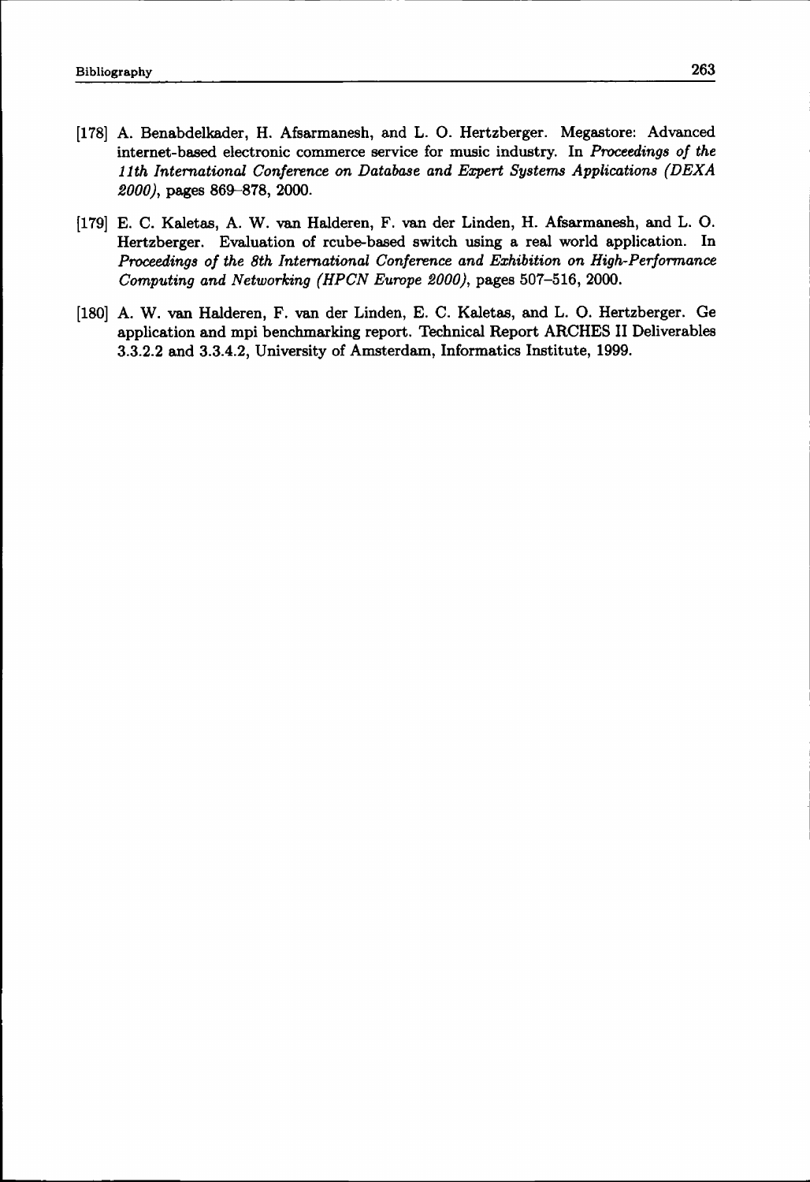[178] A. Benabdelkader, H. Afsarmanesh, and L. O. Hertzberger. Megastore: Advanced internet-based electronic commerce service for music industry. In *Proceedings of the 11th International Conference on Database and Expert Systems Applications (DEXA 2000)*, pages 869–878, 2000.

[179] E. C. Kaletas, A. W. van Halderen, F. van der Linden, H. Afsarmanesh, and L. O. Hertzberger. Evaluation of rcube-based switch using a real world application. In *Proceedings of the 8th International Conference and Exhibition on High-Performance Computing and Networking (HPCN Europe 2000)*, pages 507–516, 2000.

[180] A. W. van Halderen, F. van der Linden, E. C. Kaletas, and L. O. Hertzberger. Ge application and mpi benchmarking report. Technical Report ARCHES II Deliverables 3.3.2.2 and 3.3.4.2, University of Amsterdam, Informatics Institute, 1999.